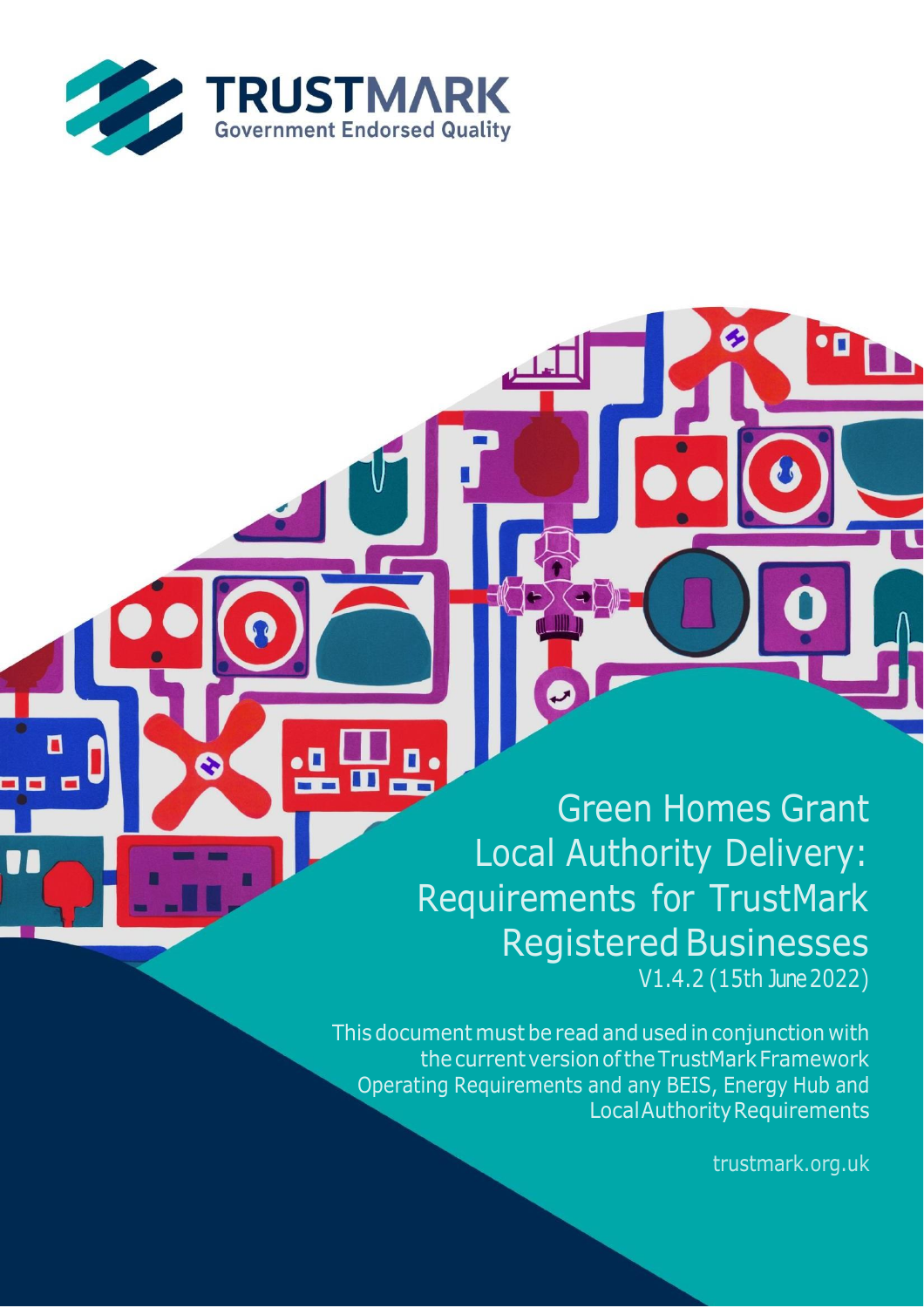TRUSTMARK

Government Endorsed Quality

# Green Homes Grant Local Authority Delivery: Requirements for TrustMark Registered Businesses

V1.4.2 (15th June 2022)

This document must be read and used in conjunction with the current version of the TrustMark Framework Operating Requirements and any BEIS, Energy Hub and Local Authority Requirements

trustmark.org.uk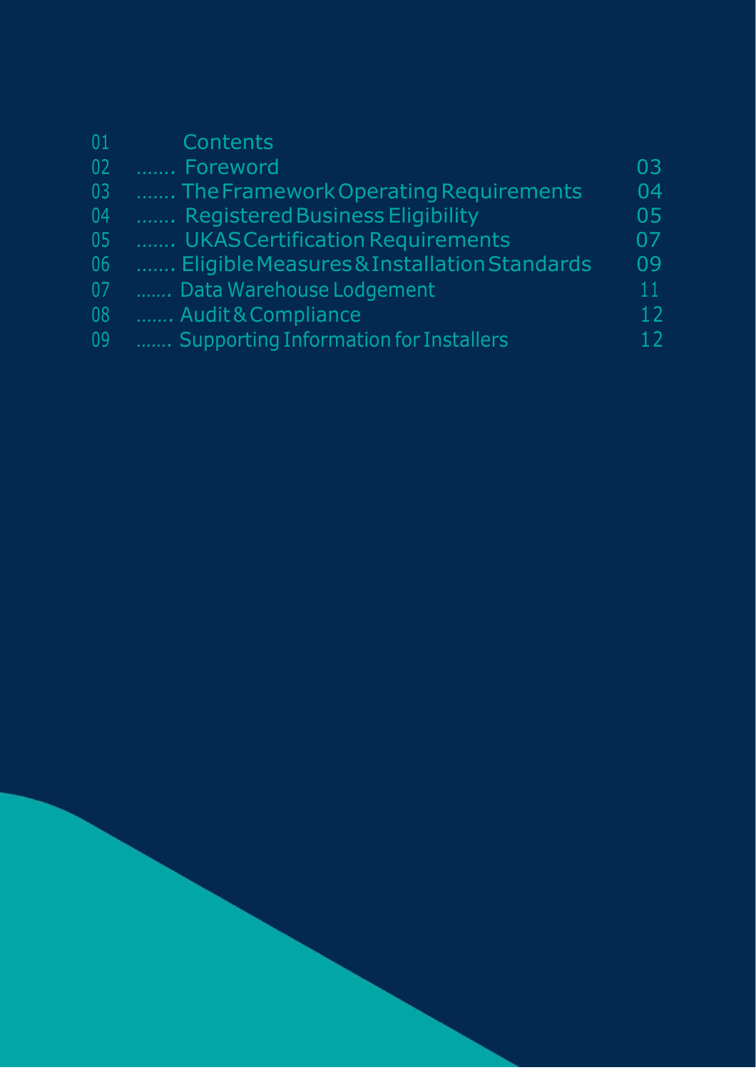| | Contents | |
|---|---|---|
| 01 | Contents | |
| 02 | ……. Foreword | 03 |
| 03 | ……. The Framework Operating Requirements | 04 |
| 04 | ……. Registered Business Eligibility | 05 |
| 05 | ……. UKAS Certification Requirements | 07 |
| 06 | ……. Eligible Measures & Installation Standards | 09 |
| 07 | ……. Data Warehouse Lodgement | 11 |
| 08 | ……. Audit & Compliance | 12 |
| 09 | ……. Supporting Information for Installers | 12 |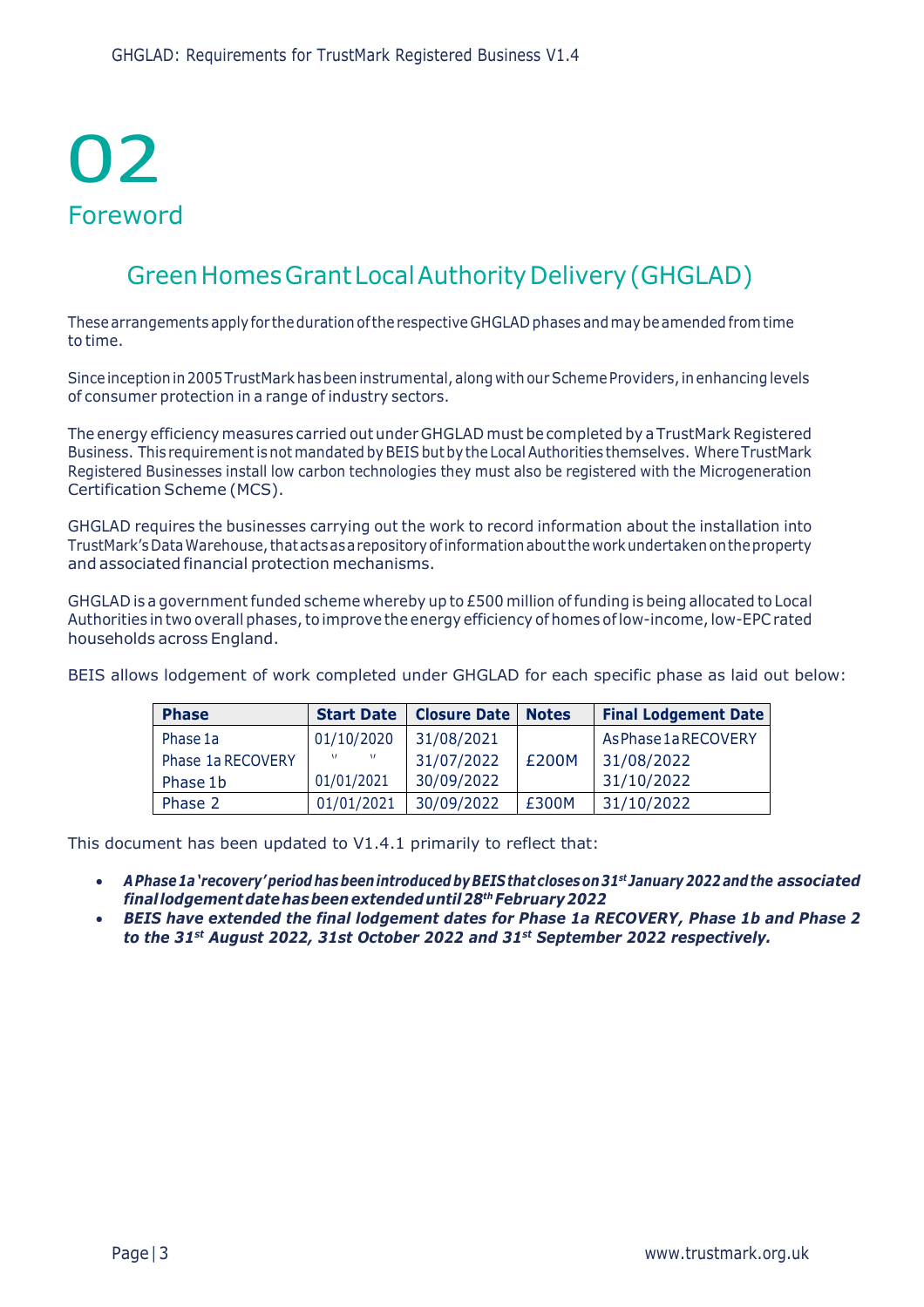# 02

# Foreword

## Green Homes Grant Local Authority Delivery (GHGLAD)

These arrangements apply for the duration of the respective GHGLAD phases and may be amended from time to time.

Since inception in 2005 TrustMark has been instrumental, along with our Scheme Providers, in enhancing levels of consumer protection in a range of industry sectors.

The energy efficiency measures carried out under GHGLAD must be completed by a TrustMark Registered Business. This requirement is not mandated by BEIS but by the Local Authorities themselves. Where TrustMark Registered Businesses install low carbon technologies they must also be registered with the Microgeneration Certification Scheme (MCS).

GHGLAD requires the businesses carrying out the work to record information about the installation into TrustMark's Data Warehouse, that acts as a repository of information about the work undertaken on the property and associated financial protection mechanisms.

GHGLAD is a government funded scheme whereby up to £500 million of funding is being allocated to Local Authorities in two overall phases, to improve the energy efficiency of homes of low-income, low-EPC rated households across England.

BEIS allows lodgement of work completed under GHGLAD for each specific phase as laid out below:

| Phase | Start Date | Closure Date | Notes | Final Lodgement Date |
|---|---|---|---|---|
| Phase 1a | 01/10/2020 | 31/08/2021 | | As Phase 1a RECOVERY |
| Phase 1a RECOVERY | " " | 31/07/2022 | £200M | 31/08/2022 |
| Phase 1b | 01/01/2021 | 30/09/2022 | | 31/10/2022 |
| Phase 2 | 01/01/2021 | 30/09/2022 | £300M | 31/10/2022 |

This document has been updated to V1.4.1 primarily to reflect that:

- ***A Phase 1a 'recovery' period has been introduced by BEIS that closes on 31st January 2022 and the associated final lodgement date has been extended until 28th February 2022***
- ***BEIS have extended the final lodgement dates for Phase 1a RECOVERY, Phase 1b and Phase 2 to the 31st August 2022, 31st October 2022 and 31st September 2022 respectively.***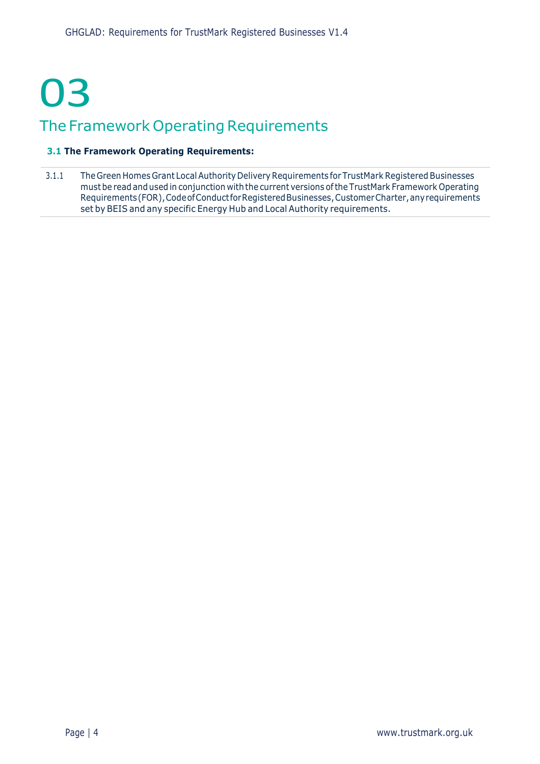# 03

## The Framework Operating Requirements

### 3.1 The Framework Operating Requirements:

| | |
|---|---|
| 3.1.1 | The Green Homes Grant Local Authority Delivery Requirements for TrustMark Registered Businesses must be read and used in conjunction with the current versions of the TrustMark Framework Operating Requirements (FOR), Code of Conduct for Registered Businesses, Customer Charter, any requirements set by BEIS and any specific Energy Hub and Local Authority requirements. |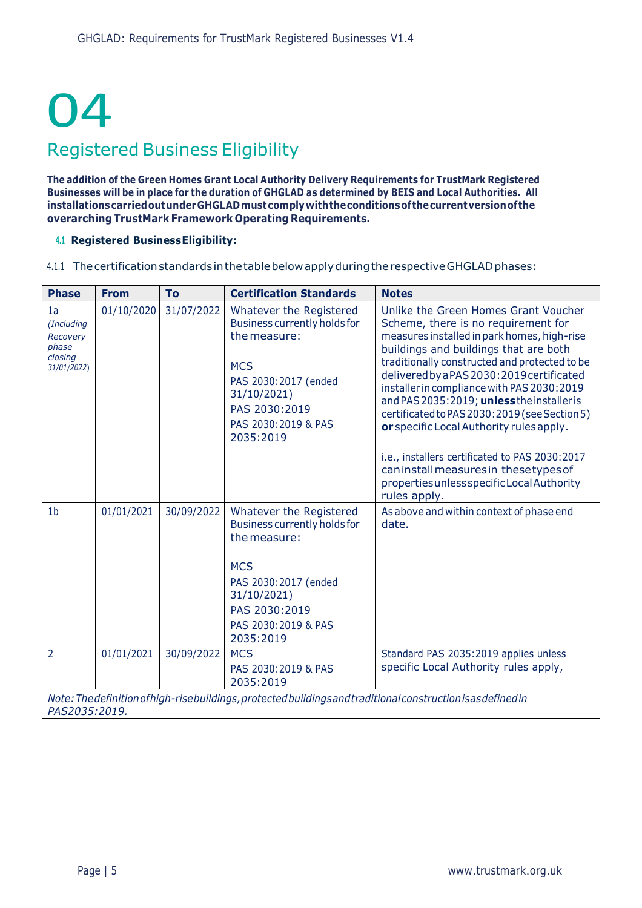# 04

## Registered Business Eligibility

**The addition of the Green Homes Grant Local Authority Delivery Requirements for TrustMark Registered Businesses will be in place for the duration of GHGLAD as determined by BEIS and Local Authorities. All installations carried out under GHGLAD must comply with the conditions of the current version of the overarching TrustMark Framework Operating Requirements.**

### 4.1 Registered Business Eligibility:

4.1.1 The certification standards in the table below apply during the respective GHGLAD phases:

| Phase | From | To | Certification Standards | Notes |
|---|---|---|---|---|
| 1a *(Including Recovery phase closing 31/01/2022)* | 01/10/2020 | 31/07/2022 | Whatever the Registered Business currently holds for the measure:<br><br>MCS<br>PAS 2030:2017 (ended 31/10/2021)<br>PAS 2030:2019<br>PAS 2030:2019 & PAS 2035:2019 | Unlike the Green Homes Grant Voucher Scheme, there is no requirement for measures installed in park homes, high-rise buildings and buildings that are both traditionally constructed and protected to be delivered by a PAS 2030:2019 certificated installer in compliance with PAS 2030:2019 and PAS 2035:2019; **unless** the installer is certificated to PAS 2030:2019 (see Section 5) **or** specific Local Authority rules apply.<br><br>i.e., installers certificated to PAS 2030:2017 can install measures in these types of properties unless specific Local Authority rules apply. |
| 1b | 01/01/2021 | 30/09/2022 | Whatever the Registered Business currently holds for the measure:<br><br>MCS<br>PAS 2030:2017 (ended 31/10/2021)<br>PAS 2030:2019<br>PAS 2030:2019 & PAS 2035:2019 | As above and within context of phase end date. |
| 2 | 01/01/2021 | 30/09/2022 | MCS<br>PAS 2030:2019 & PAS 2035:2019 | Standard PAS 2035:2019 applies unless specific Local Authority rules apply, |

*Note: The definition of high-rise buildings, protected buildings and traditional construction is as defined in PAS2035:2019.*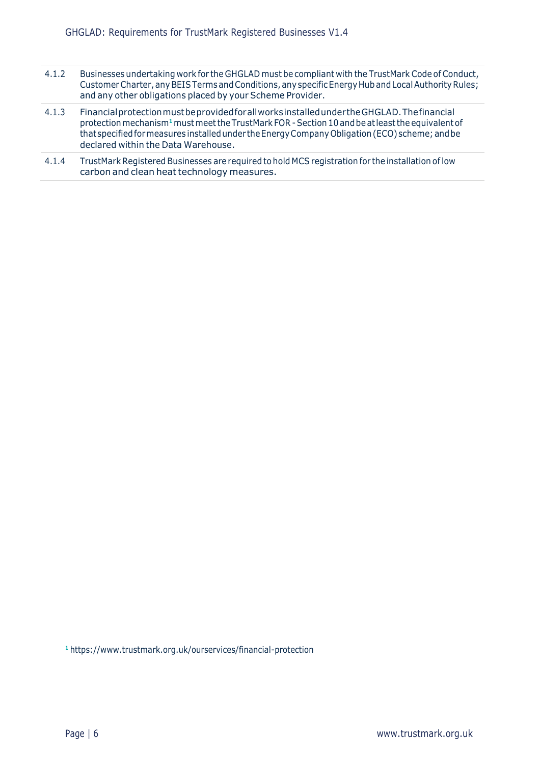| | |
|---|---|
| 4.1.2 | Businesses undertaking work for the GHGLAD must be compliant with the TrustMark Code of Conduct, Customer Charter, any BEIS Terms and Conditions, any specific Energy Hub and Local Authority Rules; and any other obligations placed by your Scheme Provider. |
| 4.1.3 | Financial protection must be provided for all works installed under the GHGLAD. The financial protection mechanism[1] must meet the TrustMark FOR - Section 10 and be at least the equivalent of that specified for measures installed under the Energy Company Obligation (ECO) scheme; and be declared within the Data Warehouse. |
| 4.1.4 | TrustMark Registered Businesses are required to hold MCS registration for the installation of low carbon and clean heat technology measures. |

[1] https://www.trustmark.org.uk/ourservices/financial-protection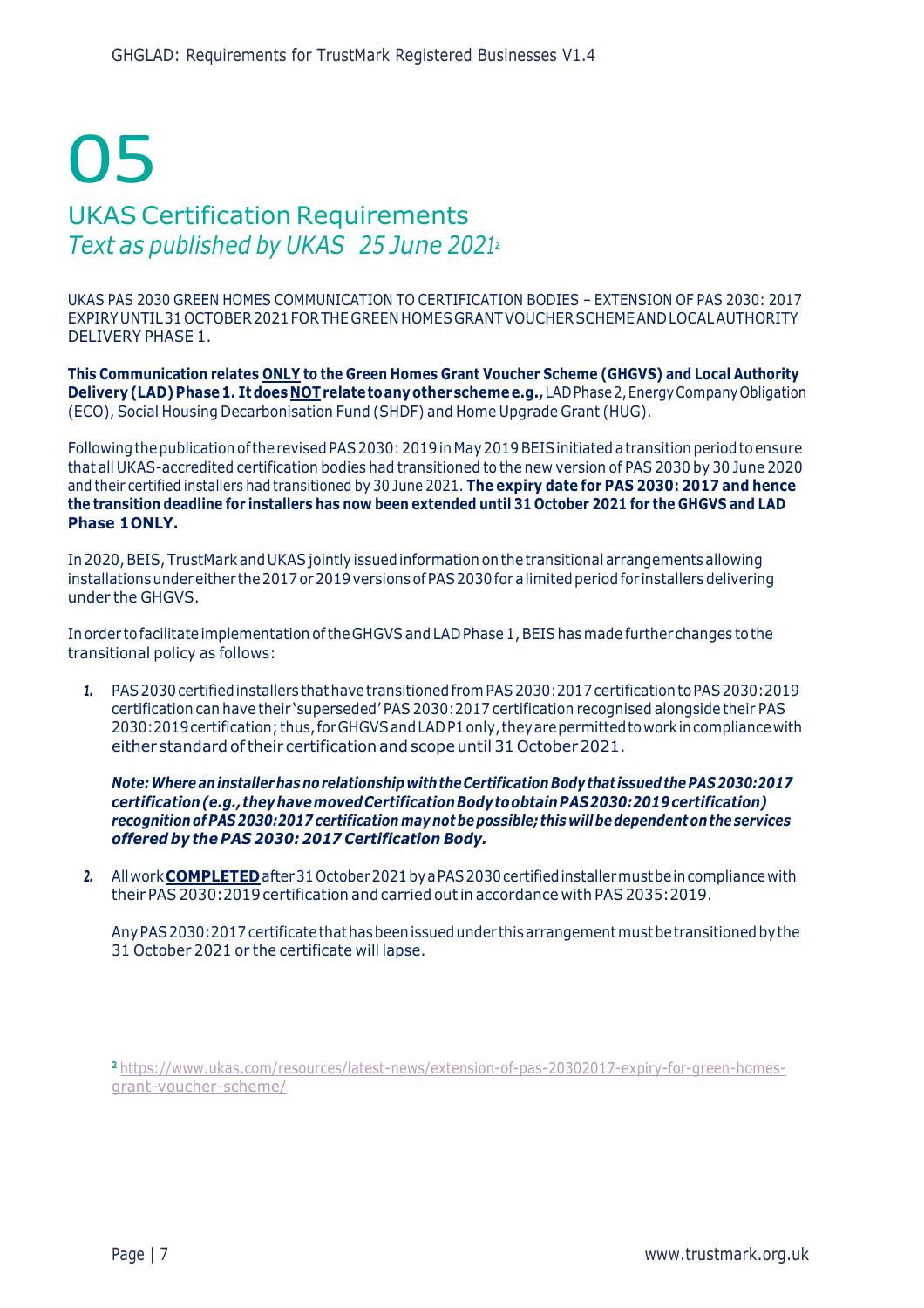# 05

## UKAS Certification Requirements

### *Text as published by UKAS 25 June 2021*[2]

UKAS PAS 2030 GREEN HOMES COMMUNICATION TO CERTIFICATION BODIES – EXTENSION OF PAS 2030: 2017 EXPIRY UNTIL 31 OCTOBER 2021 FOR THE GREEN HOMES GRANT VOUCHER SCHEME AND LOCAL AUTHORITY DELIVERY PHASE 1.

**This Communication relates ONLY to the Green Homes Grant Voucher Scheme (GHGVS) and Local Authority Delivery (LAD) Phase 1. It does NOT relate to any other scheme e.g.,** LAD Phase 2, Energy Company Obligation (ECO), Social Housing Decarbonisation Fund (SHDF) and Home Upgrade Grant (HUG).

Following the publication of the revised PAS 2030: 2019 in May 2019 BEIS initiated a transition period to ensure that all UKAS-accredited certification bodies had transitioned to the new version of PAS 2030 by 30 June 2020 and their certified installers had transitioned by 30 June 2021. **The expiry date for PAS 2030: 2017 and hence the transition deadline for installers has now been extended until 31 October 2021 for the GHGVS and LAD Phase 1 ONLY.**

In 2020, BEIS, TrustMark and UKAS jointly issued information on the transitional arrangements allowing installations under either the 2017 or 2019 versions of PAS 2030 for a limited period for installers delivering under the GHGVS.

In order to facilitate implementation of the GHGVS and LAD Phase 1, BEIS has made further changes to the transitional policy as follows:

1. PAS 2030 certified installers that have transitioned from PAS 2030:2017 certification to PAS 2030:2019 certification can have their 'superseded' PAS 2030:2017 certification recognised alongside their PAS 2030:2019 certification; thus, for GHGVS and LAD P1 only, they are permitted to work in compliance with either standard of their certification and scope until 31 October 2021.

   ***Note: Where an installer has no relationship with the Certification Body that issued the PAS 2030:2017 certification (e.g., they have moved Certification Body to obtain PAS 2030:2019 certification) recognition of PAS 2030:2017 certification may not be possible; this will be dependent on the services offered by the PAS 2030: 2017 Certification Body.***

2. All work **COMPLETED** after 31 October 2021 by a PAS 2030 certified installer must be in compliance with their PAS 2030:2019 certification and carried out in accordance with PAS 2035:2019.

   Any PAS 2030:2017 certificate that has been issued under this arrangement must be transitioned by the 31 October 2021 or the certificate will lapse.

[2] https://www.ukas.com/resources/latest-news/extension-of-pas-20302017-expiry-for-green-homes-grant-voucher-scheme/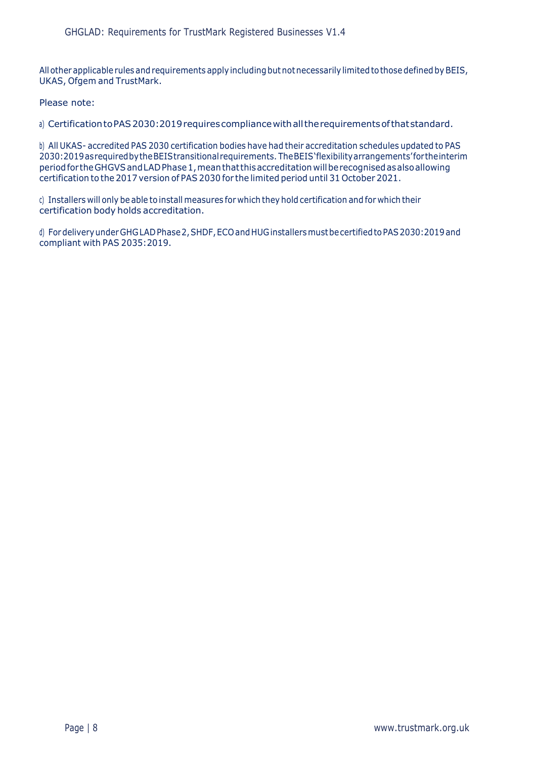All other applicable rules and requirements apply including but not necessarily limited to those defined by BEIS, UKAS, Ofgem and TrustMark.

Please note:

a) Certification to PAS 2030:2019 requires compliance with all the requirements of that standard.

b) All UKAS- accredited PAS 2030 certification bodies have had their accreditation schedules updated to PAS 2030:2019 as required by the BEIS transitional requirements. The BEIS 'flexibility arrangements' for the interim period for the GHGVS and LAD Phase 1, mean that this accreditation will be recognised as also allowing certification to the 2017 version of PAS 2030 for the limited period until 31 October 2021.

c) Installers will only be able to install measures for which they hold certification and for which their certification body holds accreditation.

d) For delivery under GHG LAD Phase 2, SHDF, ECO and HUG installers must be certified to PAS 2030:2019 and compliant with PAS 2035:2019.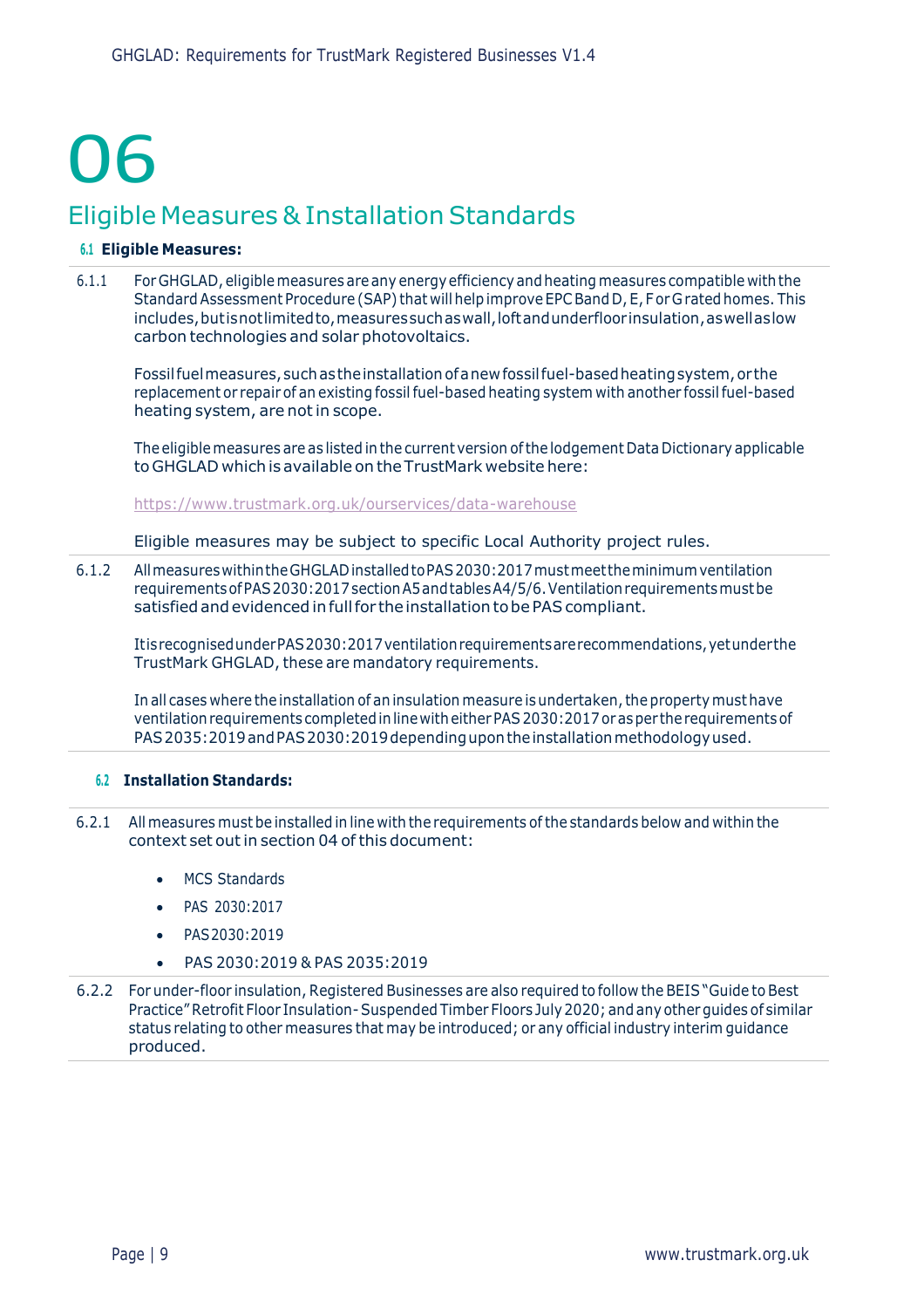# 06

## Eligible Measures & Installation Standards

### 6.1 Eligible Measures:

6.1.1 For GHGLAD, eligible measures are any energy efficiency and heating measures compatible with the Standard Assessment Procedure (SAP) that will help improve EPC Band D, E, F or G rated homes. This includes, but is not limited to, measures such as wall, loft and underfloor insulation, as well as low carbon technologies and solar photovoltaics.

Fossil fuel measures, such as the installation of a new fossil fuel-based heating system, or the replacement or repair of an existing fossil fuel-based heating system with another fossil fuel-based heating system, are not in scope.

The eligible measures are as listed in the current version of the lodgement Data Dictionary applicable to GHGLAD which is available on the TrustMark website here:

https://www.trustmark.org.uk/ourservices/data-warehouse

Eligible measures may be subject to specific Local Authority project rules.

6.1.2 All measures within the GHGLAD installed to PAS 2030:2017 must meet the minimum ventilation requirements of PAS 2030:2017 section A5 and tables A4/5/6. Ventilation requirements must be satisfied and evidenced in full for the installation to be PAS compliant.

It is recognised under PAS 2030:2017 ventilation requirements are recommendations, yet under the TrustMark GHGLAD, these are mandatory requirements.

In all cases where the installation of an insulation measure is undertaken, the property must have ventilation requirements completed in line with either PAS 2030:2017 or as per the requirements of PAS 2035:2019 and PAS 2030:2019 depending upon the installation methodology used.

### 6.2 Installation Standards:

6.2.1 All measures must be installed in line with the requirements of the standards below and within the context set out in section 04 of this document:

- MCS Standards
- PAS 2030:2017
- PAS 2030:2019
- PAS 2030:2019 & PAS 2035:2019

6.2.2 For under-floor insulation, Registered Businesses are also required to follow the BEIS "Guide to Best Practice" Retrofit Floor Insulation- Suspended Timber Floors July 2020; and any other guides of similar status relating to other measures that may be introduced; or any official industry interim guidance produced.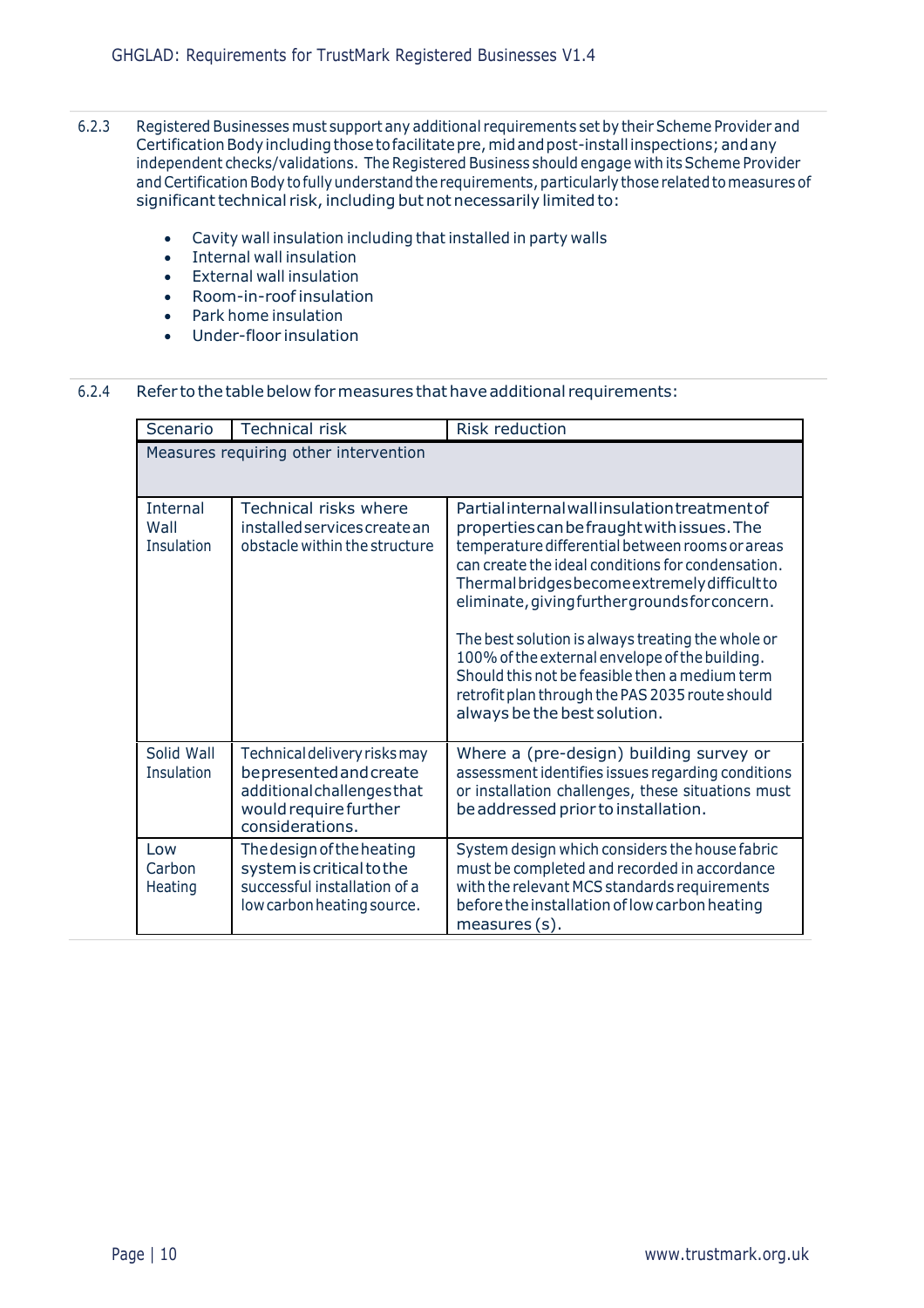6.2.3 Registered Businesses must support any additional requirements set by their Scheme Provider and Certification Body including those to facilitate pre, mid and post-install inspections; and any independent checks/validations. The Registered Business should engage with its Scheme Provider and Certification Body to fully understand the requirements, particularly those related to measures of significant technical risk, including but not necessarily limited to:

- Cavity wall insulation including that installed in party walls
- Internal wall insulation
- External wall insulation
- Room-in-roof insulation
- Park home insulation
- Under-floor insulation

6.2.4 Refer to the table below for measures that have additional requirements:

| Scenario | Technical risk | Risk reduction |
|---|---|---|
| Measures requiring other intervention | | |
| Internal Wall Insulation | Technical risks where installed services create an obstacle within the structure | Partial internal wall insulation treatment of properties can be fraught with issues. The temperature differential between rooms or areas can create the ideal conditions for condensation. Thermal bridges become extremely difficult to eliminate, giving further grounds for concern.<br><br>The best solution is always treating the whole or 100% of the external envelope of the building. Should this not be feasible then a medium term retrofit plan through the PAS 2035 route should always be the best solution. |
| Solid Wall Insulation | Technical delivery risks may be presented and create additional challenges that would require further considerations. | Where a (pre-design) building survey or assessment identifies issues regarding conditions or installation challenges, these situations must be addressed prior to installation. |
| Low Carbon Heating | The design of the heating system is critical to the successful installation of a low carbon heating source. | System design which considers the house fabric must be completed and recorded in accordance with the relevant MCS standards requirements before the installation of low carbon heating measures (s). |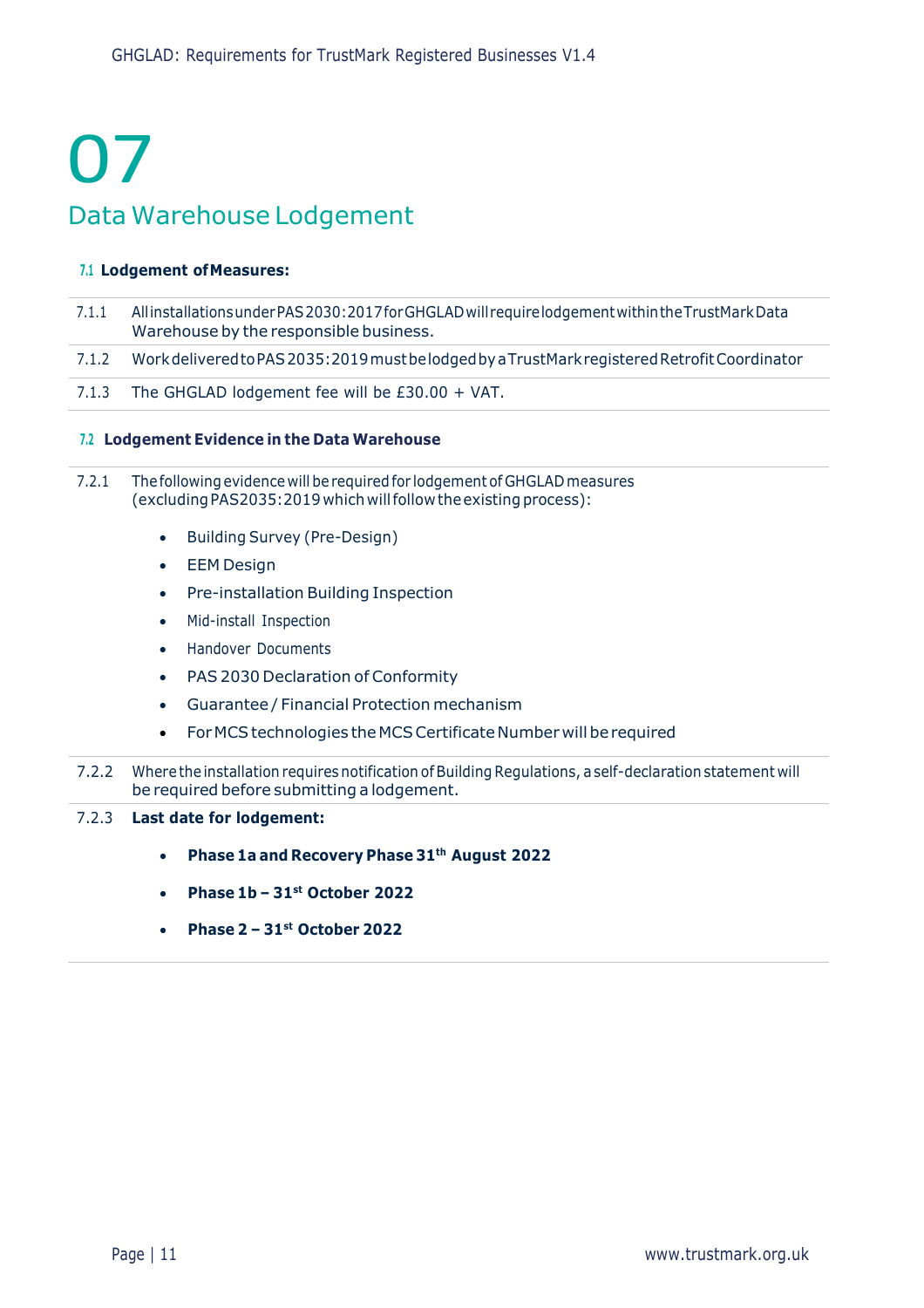# 07

## Data Warehouse Lodgement

### 7.1 Lodgement of Measures:

7.1.1 All installations under PAS 2030:2017 for GHGLAD will require lodgement within the TrustMark Data Warehouse by the responsible business.

7.1.2 Work delivered to PAS 2035:2019 must be lodged by a TrustMark registered Retrofit Coordinator

7.1.3 The GHGLAD lodgement fee will be £30.00 + VAT.

### 7.2 Lodgement Evidence in the Data Warehouse

7.2.1 The following evidence will be required for lodgement of GHGLAD measures (excluding PAS2035:2019 which will follow the existing process):

- Building Survey (Pre-Design)
- EEM Design
- Pre-installation Building Inspection
- Mid-install Inspection
- Handover Documents
- PAS 2030 Declaration of Conformity
- Guarantee / Financial Protection mechanism
- For MCS technologies the MCS Certificate Number will be required

7.2.2 Where the installation requires notification of Building Regulations, a self-declaration statement will be required before submitting a lodgement.

7.2.3 **Last date for lodgement:**

- **Phase 1a and Recovery Phase 31st August 2022**
- **Phase 1b – 31st October 2022**
- **Phase 2 – 31st October 2022**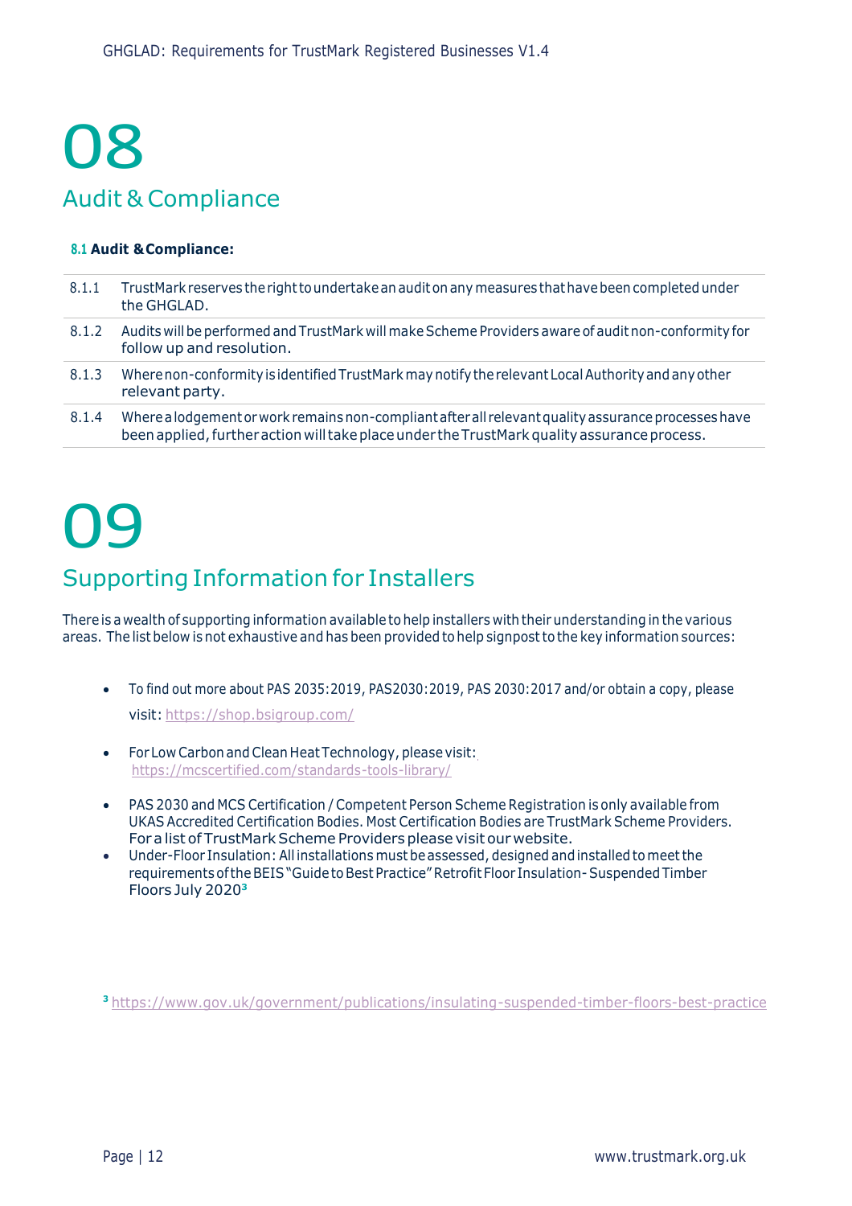# 08

## Audit & Compliance

**8.1 Audit & Compliance:**

| | |
|---|---|
| 8.1.1 | TrustMark reserves the right to undertake an audit on any measures that have been completed under the GHGLAD. |
| 8.1.2 | Audits will be performed and TrustMark will make Scheme Providers aware of audit non-conformity for follow up and resolution. |
| 8.1.3 | Where non-conformity is identified TrustMark may notify the relevant Local Authority and any other relevant party. |
| 8.1.4 | Where a lodgement or work remains non-compliant after all relevant quality assurance processes have been applied, further action will take place under the TrustMark quality assurance process. |

# 09

## Supporting Information for Installers

There is a wealth of supporting information available to help installers with their understanding in the various areas. The list below is not exhaustive and has been provided to help signpost to the key information sources:

- To find out more about PAS 2035:2019, PAS2030:2019, PAS 2030:2017 and/or obtain a copy, please visit: https://shop.bsigroup.com/
- For Low Carbon and Clean Heat Technology, please visit: https://mcscertified.com/standards-tools-library/
- PAS 2030 and MCS Certification / Competent Person Scheme Registration is only available from UKAS Accredited Certification Bodies. Most Certification Bodies are TrustMark Scheme Providers. For a list of TrustMark Scheme Providers please visit our website.
- Under-Floor Insulation: All installations must be assessed, designed and installed to meet the requirements of the BEIS "Guide to Best Practice" Retrofit Floor Insulation- Suspended Timber Floors July 2020[3]

[3] https://www.gov.uk/government/publications/insulating-suspended-timber-floors-best-practice